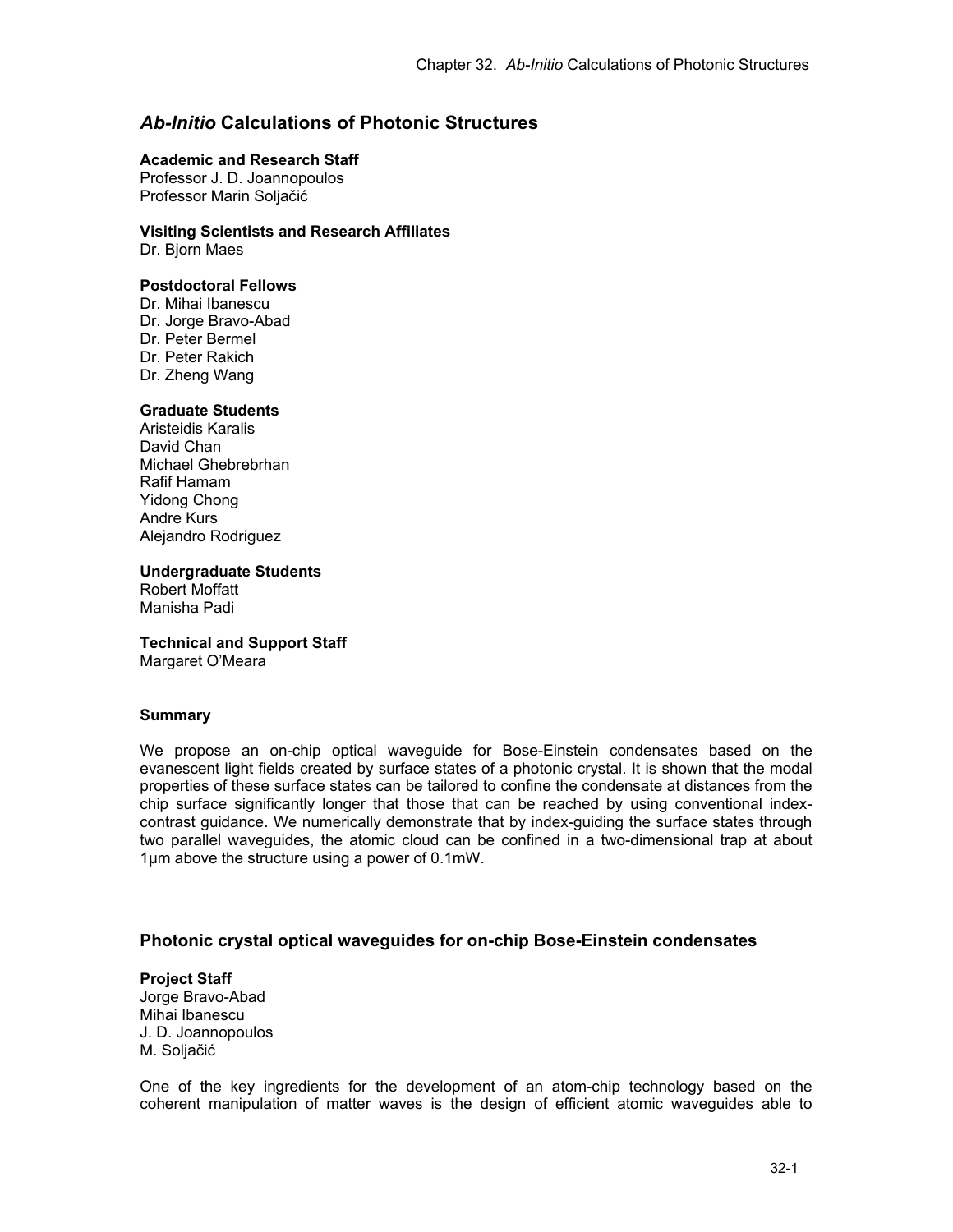# *Ab-Initio* Calculations of Photonic Structures

**Academic and Research Staff**
Professor J. D. Joannopoulos
Professor Marin Soljačić

**Visiting Scientists and Research Affiliates**
Dr. Bjorn Maes

**Postdoctoral Fellows**
Dr. Mihai Ibanescu
Dr. Jorge Bravo-Abad
Dr. Peter Bermel
Dr. Peter Rakich
Dr. Zheng Wang

**Graduate Students**
Aristeidis Karalis
David Chan
Michael Ghebrebrhan
Rafif Hamam
Yidong Chong
Andre Kurs
Alejandro Rodriguez

**Undergraduate Students**
Robert Moffatt
Manisha Padi

**Technical and Support Staff**
Margaret O'Meara

**Summary**

We propose an on-chip optical waveguide for Bose-Einstein condensates based on the evanescent light fields created by surface states of a photonic crystal. It is shown that the modal properties of these surface states can be tailored to confine the condensate at distances from the chip surface significantly longer that those that can be reached by using conventional index-contrast guidance. We numerically demonstrate that by index-guiding the surface states through two parallel waveguides, the atomic cloud can be confined in a two-dimensional trap at about 1μm above the structure using a power of 0.1mW.

## Photonic crystal optical waveguides for on-chip Bose-Einstein condensates

**Project Staff**
Jorge Bravo-Abad
Mihai Ibanescu
J. D. Joannopoulos
M. Soljačić

One of the key ingredients for the development of an atom-chip technology based on the coherent manipulation of matter waves is the design of efficient atomic waveguides able to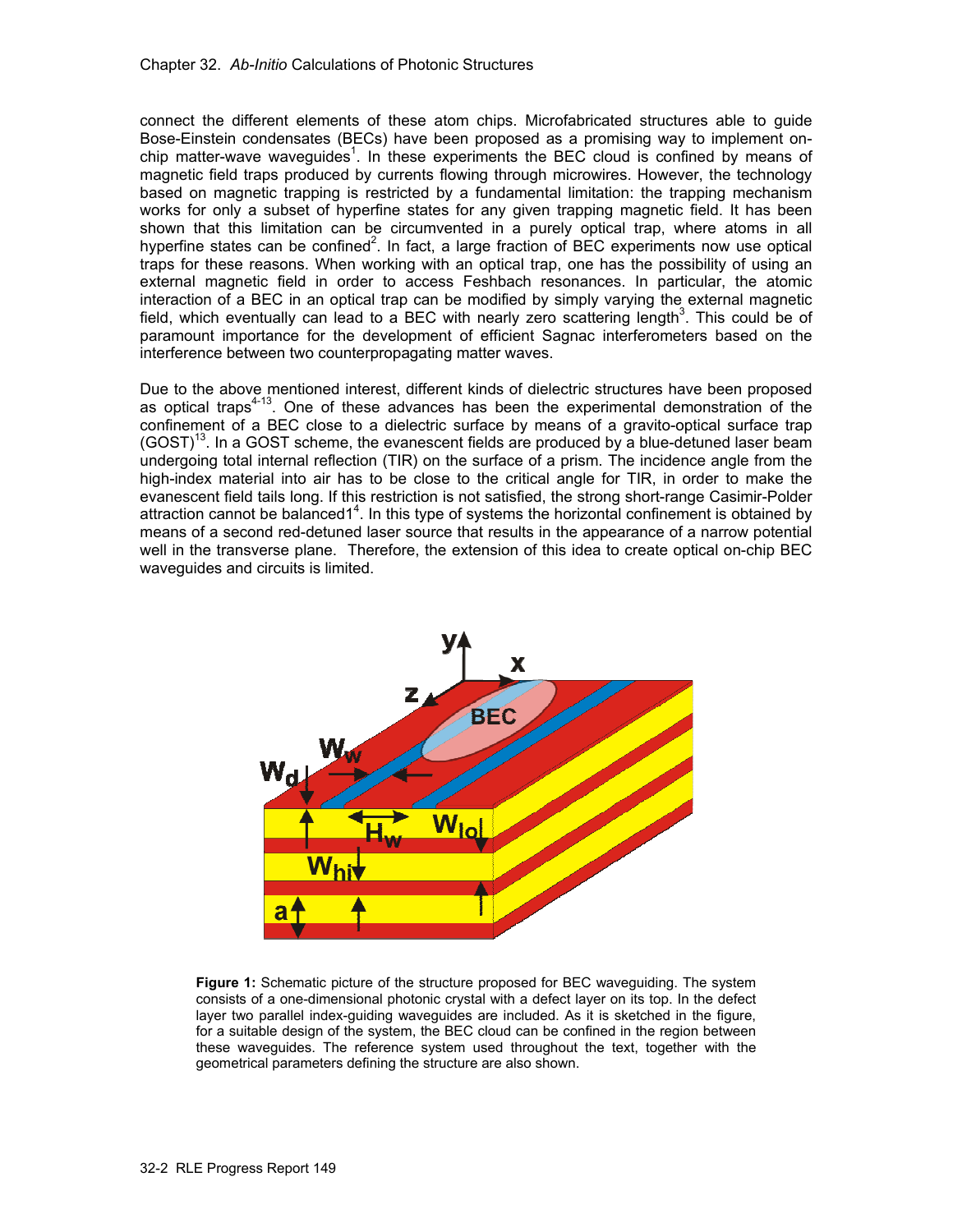connect the different elements of these atom chips. Microfabricated structures able to guide Bose-Einstein condensates (BECs) have been proposed as a promising way to implement on-chip matter-wave waveguides[1]. In these experiments the BEC cloud is confined by means of magnetic field traps produced by currents flowing through microwires. However, the technology based on magnetic trapping is restricted by a fundamental limitation: the trapping mechanism works for only a subset of hyperfine states for any given trapping magnetic field. It has been shown that this limitation can be circumvented in a purely optical trap, where atoms in all hyperfine states can be confined[2]. In fact, a large fraction of BEC experiments now use optical traps for these reasons. When working with an optical trap, one has the possibility of using an external magnetic field in order to access Feshbach resonances. In particular, the atomic interaction of a BEC in an optical trap can be modified by simply varying the external magnetic field, which eventually can lead to a BEC with nearly zero scattering length[3]. This could be of paramount importance for the development of efficient Sagnac interferometers based on the interference between two counterpropagating matter waves.

Due to the above mentioned interest, different kinds of dielectric structures have been proposed as optical traps[4-13]. One of these advances has been the experimental demonstration of the confinement of a BEC close to a dielectric surface by means of a gravito-optical surface trap (GOST)[13]. In a GOST scheme, the evanescent fields are produced by a blue-detuned laser beam undergoing total internal reflection (TIR) on the surface of a prism. The incidence angle from the high-index material into air has to be close to the critical angle for TIR, in order to make the evanescent field tails long. If this restriction is not satisfied, the strong short-range Casimir-Polder attraction cannot be balanced1[4]. In this type of systems the horizontal confinement is obtained by means of a second red-detuned laser source that results in the appearance of a narrow potential well in the transverse plane. Therefore, the extension of this idea to create optical on-chip BEC waveguides and circuits is limited.

**Figure 1:** Schematic picture of the structure proposed for BEC waveguiding. The system consists of a one-dimensional photonic crystal with a defect layer on its top. In the defect layer two parallel index-guiding waveguides are included. As it is sketched in the figure, for a suitable design of the system, the BEC cloud can be confined in the region between these waveguides. The reference system used throughout the text, together with the geometrical parameters defining the structure are also shown.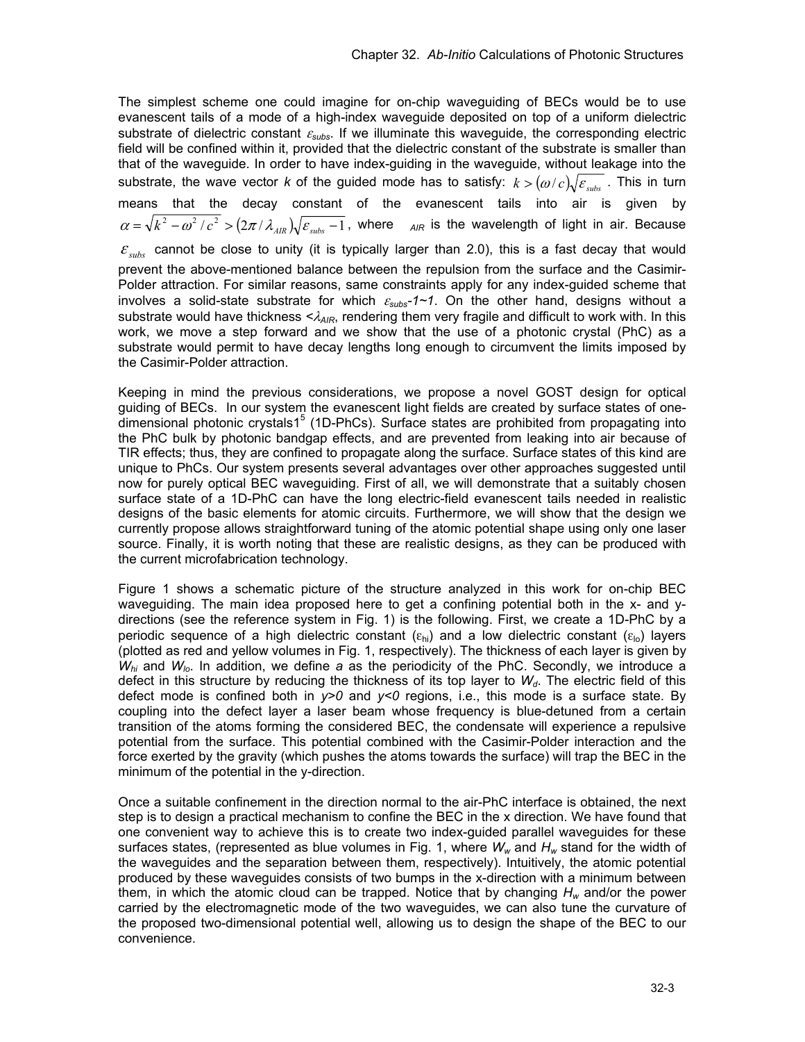The simplest scheme one could imagine for on-chip waveguiding of BECs would be to use evanescent tails of a mode of a high-index waveguide deposited on top of a uniform dielectric substrate of dielectric constant $\varepsilon_{subs}$. If we illuminate this waveguide, the corresponding electric field will be confined within it, provided that the dielectric constant of the substrate is smaller than that of the waveguide. In order to have index-guiding in the waveguide, without leakage into the substrate, the wave vector *k* of the guided mode has to satisfy: $k > (\omega / c)\sqrt{\varepsilon_{subs}}$. This in turn means that the decay constant of the evanescent tails into air is given by $\alpha = \sqrt{k^2 - \omega^2 / c^2} > (2\pi / \lambda_{AIR})\sqrt{\varepsilon_{subs} - 1}$, where $\lambda_{AIR}$ is the wavelength of light in air. Because $\varepsilon_{subs}$ cannot be close to unity (it is typically larger than 2.0), this is a fast decay that would prevent the above-mentioned balance between the repulsion from the surface and the Casimir-Polder attraction. For similar reasons, same constraints apply for any index-guided scheme that involves a solid-state substrate for which $\varepsilon_{subs}$*-1~1*. On the other hand, designs without a substrate would have thickness $<\lambda_{AIR}$, rendering them very fragile and difficult to work with. In this work, we move a step forward and we show that the use of a photonic crystal (PhC) as a substrate would permit to have decay lengths long enough to circumvent the limits imposed by the Casimir-Polder attraction.

Keeping in mind the previous considerations, we propose a novel GOST design for optical guiding of BECs. In our system the evanescent light fields are created by surface states of one-dimensional photonic crystals1[5] (1D-PhCs). Surface states are prohibited from propagating into the PhC bulk by photonic bandgap effects, and are prevented from leaking into air because of TIR effects; thus, they are confined to propagate along the surface. Surface states of this kind are unique to PhCs. Our system presents several advantages over other approaches suggested until now for purely optical BEC waveguiding. First of all, we will demonstrate that a suitably chosen surface state of a 1D-PhC can have the long electric-field evanescent tails needed in realistic designs of the basic elements for atomic circuits. Furthermore, we will show that the design we currently propose allows straightforward tuning of the atomic potential shape using only one laser source. Finally, it is worth noting that these are realistic designs, as they can be produced with the current microfabrication technology.

Figure 1 shows a schematic picture of the structure analyzed in this work for on-chip BEC waveguiding. The main idea proposed here to get a confining potential both in the x- and y-directions (see the reference system in Fig. 1) is the following. First, we create a 1D-PhC by a periodic sequence of a high dielectric constant ($\varepsilon_{hi}$) and a low dielectric constant ($\varepsilon_{lo}$) layers (plotted as red and yellow volumes in Fig. 1, respectively). The thickness of each layer is given by $W_{hi}$ and $W_{lo}$. In addition, we define *a* as the periodicity of the PhC. Secondly, we introduce a defect in this structure by reducing the thickness of its top layer to $W_d$. The electric field of this defect mode is confined both in $y>0$ and $y<0$ regions, i.e., this mode is a surface state. By coupling into the defect layer a laser beam whose frequency is blue-detuned from a certain transition of the atoms forming the considered BEC, the condensate will experience a repulsive potential from the surface. This potential combined with the Casimir-Polder interaction and the force exerted by the gravity (which pushes the atoms towards the surface) will trap the BEC in the minimum of the potential in the y-direction.

Once a suitable confinement in the direction normal to the air-PhC interface is obtained, the next step is to design a practical mechanism to confine the BEC in the x direction. We have found that one convenient way to achieve this is to create two index-guided parallel waveguides for these surfaces states, (represented as blue volumes in Fig. 1, where $W_w$ and $H_w$ stand for the width of the waveguides and the separation between them, respectively). Intuitively, the atomic potential produced by these waveguides consists of two bumps in the x-direction with a minimum between them, in which the atomic cloud can be trapped. Notice that by changing $H_w$ and/or the power carried by the electromagnetic mode of the two waveguides, we can also tune the curvature of the proposed two-dimensional potential well, allowing us to design the shape of the BEC to our convenience.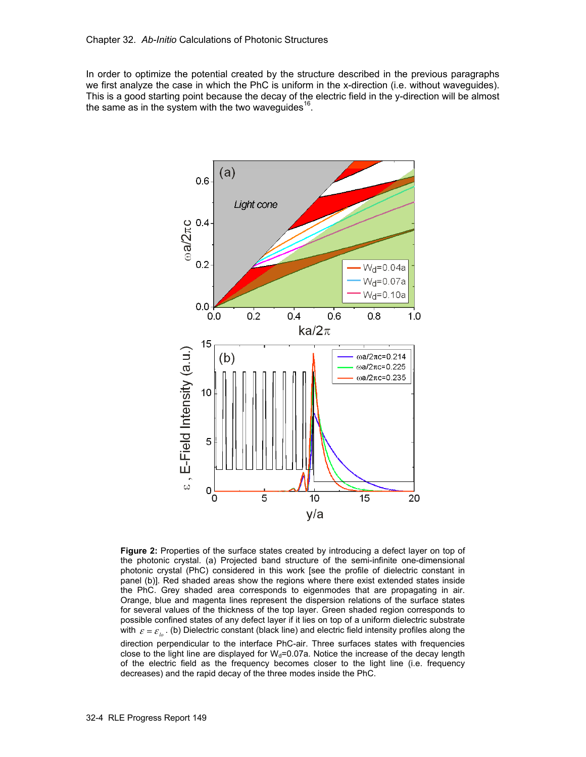In order to optimize the potential created by the structure described in the previous paragraphs we first analyze the case in which the PhC is uniform in the x-direction (i.e. without waveguides). This is a good starting point because the decay of the electric field in the y-direction will be almost the same as in the system with the two waveguides[16].

**Figure 2:** Properties of the surface states created by introducing a defect layer on top of the photonic crystal. (a) Projected band structure of the semi-infinite one-dimensional photonic crystal (PhC) considered in this work [see the profile of dielectric constant in panel (b)]. Red shaded areas show the regions where there exist extended states inside the PhC. Grey shaded area corresponds to eigenmodes that are propagating in air. Orange, blue and magenta lines represent the dispersion relations of the surface states for several values of the thickness of the top layer. Green shaded region corresponds to possible confined states of any defect layer if it lies on top of a uniform dielectric substrate with $\varepsilon = \varepsilon_{lo}$. (b) Dielectric constant (black line) and electric field intensity profiles along the direction perpendicular to the interface PhC-air. Three surfaces states with frequencies close to the light line are displayed for $W_d$=0.07a. Notice the increase of the decay length of the electric field as the frequency becomes closer to the light line (i.e. frequency decreases) and the rapid decay of the three modes inside the PhC.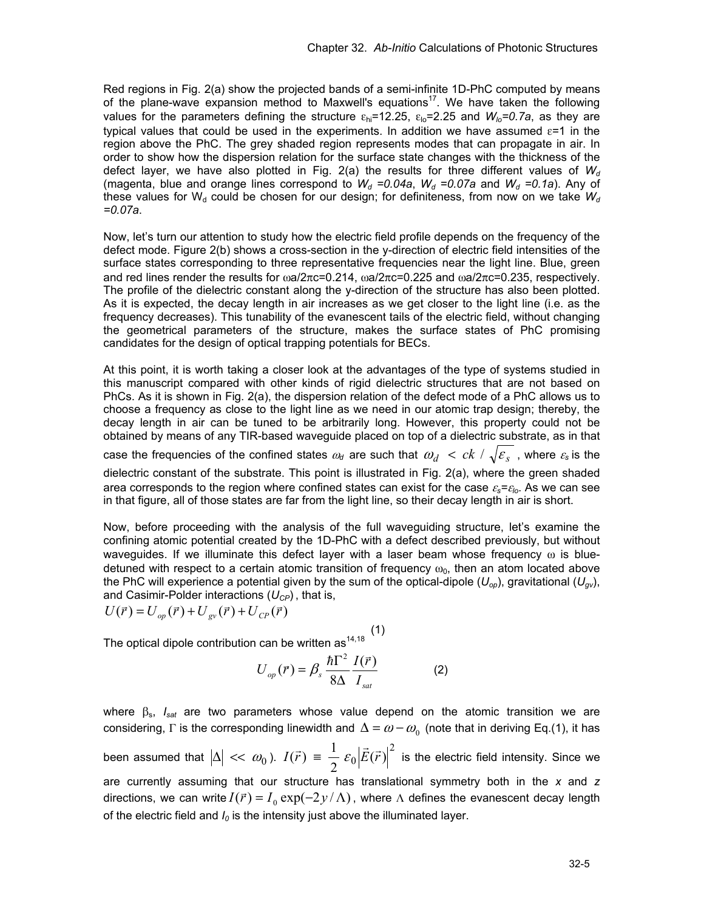Red regions in Fig. 2(a) show the projected bands of a semi-infinite 1D-PhC computed by means of the plane-wave expansion method to Maxwell's equations[17]. We have taken the following values for the parameters defining the structure $\varepsilon_{hi}$=12.25, $\varepsilon_{lo}$=2.25 and $W_{lo}$=*0.7a*, as they are typical values that could be used in the experiments. In addition we have assumed $\varepsilon$=1 in the region above the PhC. The grey shaded region represents modes that can propagate in air. In order to show how the dispersion relation for the surface state changes with the thickness of the defect layer, we have also plotted in Fig. 2(a) the results for three different values of $W_d$ (magenta, blue and orange lines correspond to $W_d$ =*0.04a*, $W_d$ =*0.07a* and $W_d$ =*0.1a*). Any of these values for $W_d$ could be chosen for our design; for definiteness, from now on we take $W_d$ =*0.07a*.

Now, let's turn our attention to study how the electric field profile depends on the frequency of the defect mode. Figure 2(b) shows a cross-section in the y-direction of electric field intensities of the surface states corresponding to three representative frequencies near the light line. Blue, green and red lines render the results for $\omega a/2\pi c$=0.214, $\omega a/2\pi c$=0.225 and $\omega a/2\pi c$=0.235, respectively. The profile of the dielectric constant along the y-direction of the structure has also been plotted. As it is expected, the decay length in air increases as we get closer to the light line (i.e. as the frequency decreases). This tunability of the evanescent tails of the electric field, without changing the geometrical parameters of the structure, makes the surface states of PhC promising candidates for the design of optical trapping potentials for BECs.

At this point, it is worth taking a closer look at the advantages of the type of systems studied in this manuscript compared with other kinds of rigid dielectric structures that are not based on PhCs. As it is shown in Fig. 2(a), the dispersion relation of the defect mode of a PhC allows us to choose a frequency as close to the light line as we need in our atomic trap design; thereby, the decay length in air can be tuned to be arbitrarily long. However, this property could not be obtained by means of any TIR-based waveguide placed on top of a dielectric substrate, as in that case the frequencies of the confined states $\omega_d$ are such that $\omega_d < ck/\sqrt{\varepsilon_s}$ , where $\varepsilon_s$ is the dielectric constant of the substrate. This point is illustrated in Fig. 2(a), where the green shaded area corresponds to the region where confined states can exist for the case $\varepsilon_s=\varepsilon_{lo}$. As we can see in that figure, all of those states are far from the light line, so their decay length in air is short.

Now, before proceeding with the analysis of the full waveguiding structure, let's examine the confining atomic potential created by the 1D-PhC with a defect described previously, but without waveguides. If we illuminate this defect layer with a laser beam whose frequency $\omega$ is blue-detuned with respect to a certain atomic transition of frequency $\omega_0$, then an atom located above the PhC will experience a potential given by the sum of the optical-dipole ($U_{op}$), gravitational ($U_{gv}$), and Casimir-Polder interactions ($U_{CP}$) , that is,

$$U(\vec{r}) = U_{op}(\vec{r}) + U_{gv}(\vec{r}) + U_{CP}(\vec{r}) \quad (1)$$

The optical dipole contribution can be written as[14,18]

$$U_{op}(\vec{r}) = \beta_s \frac{\hbar\Gamma^2}{8\Delta}\frac{I(\vec{r})}{I_{sat}} \quad (2)$$

where $\beta_s$, $I_{sat}$ are two parameters whose value depend on the atomic transition we are considering, $\Gamma$ is the corresponding linewidth and $\Delta = \omega - \omega_0$ (note that in deriving Eq.(1), it has been assumed that $|\Delta| << \omega_0$). $I(\vec{r}) \equiv \frac{1}{2}\varepsilon_0 |\vec{E}(\vec{r})|^2$ is the electric field intensity. Since we are currently assuming that our structure has translational symmetry both in the *x* and *z* directions, we can write $I(\vec{r}) = I_0 \exp(-2y/\Lambda)$, where $\Lambda$ defines the evanescent decay length of the electric field and $I_0$ is the intensity just above the illuminated layer.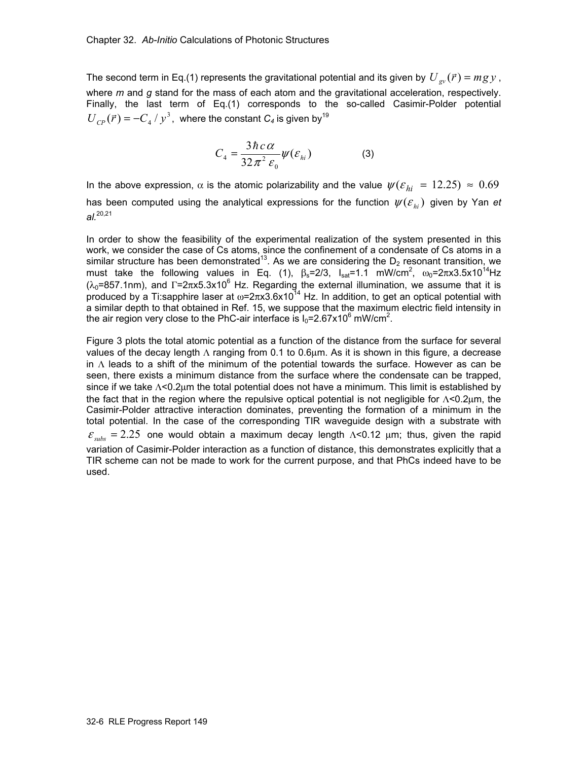The second term in Eq.(1) represents the gravitational potential and its given by $U_{gv}(\vec{r}) = mg\,y$, where *m* and *g* stand for the mass of each atom and the gravitational acceleration, respectively. Finally, the last term of Eq.(1) corresponds to the so-called Casimir-Polder potential $U_{CP}(\vec{r}) = -C_4 / y^3$, where the constant $C_4$ is given by[19]

$$C_4 = \frac{3\hbar c \alpha}{32\pi^2 \varepsilon_0} \psi(\varepsilon_{hi}) \qquad (3)$$

In the above expression, $\alpha$ is the atomic polarizability and the value $\psi(\varepsilon_{hi} = 12.25) \approx 0.69$ has been computed using the analytical expressions for the function $\psi(\varepsilon_{hi})$ given by Yan *et al.*[20,21]

In order to show the feasibility of the experimental realization of the system presented in this work, we consider the case of Cs atoms, since the confinement of a condensate of Cs atoms in a similar structure has been demonstrated[13]. As we are considering the $D_2$ resonant transition, we must take the following values in Eq. (1), $\beta_s=2/3$, $I_{sat}=1.1$ mW/cm$^2$, $\omega_0=2\pi \times 3.5 \times 10^{14}$Hz ($\lambda_0$=857.1nm), and $\Gamma=2\pi \times 5.3 \times 10^6$ Hz. Regarding the external illumination, we assume that it is produced by a Ti:sapphire laser at $\omega=2\pi \times 3.6 \times 10^{14}$ Hz. In addition, to get an optical potential with a similar depth to that obtained in Ref. 15, we suppose that the maximum electric field intensity in the air region very close to the PhC-air interface is $I_0=2.67 \times 10^6$ mW/cm$^2$.

Figure 3 plots the total atomic potential as a function of the distance from the surface for several values of the decay length $\Lambda$ ranging from 0.1 to 0.6μm. As it is shown in this figure, a decrease in $\Lambda$ leads to a shift of the minimum of the potential towards the surface. However as can be seen, there exists a minimum distance from the surface where the condensate can be trapped, since if we take $\Lambda$<0.2μm the total potential does not have a minimum. This limit is established by the fact that in the region where the repulsive optical potential is not negligible for $\Lambda$<0.2μm, the Casimir-Polder attractive interaction dominates, preventing the formation of a minimum in the total potential. In the case of the corresponding TIR waveguide design with a substrate with $\varepsilon_{subs} = 2.25$ one would obtain a maximum decay length $\Lambda$<0.12 μm; thus, given the rapid variation of Casimir-Polder interaction as a function of distance, this demonstrates explicitly that a TIR scheme can not be made to work for the current purpose, and that PhCs indeed have to be used.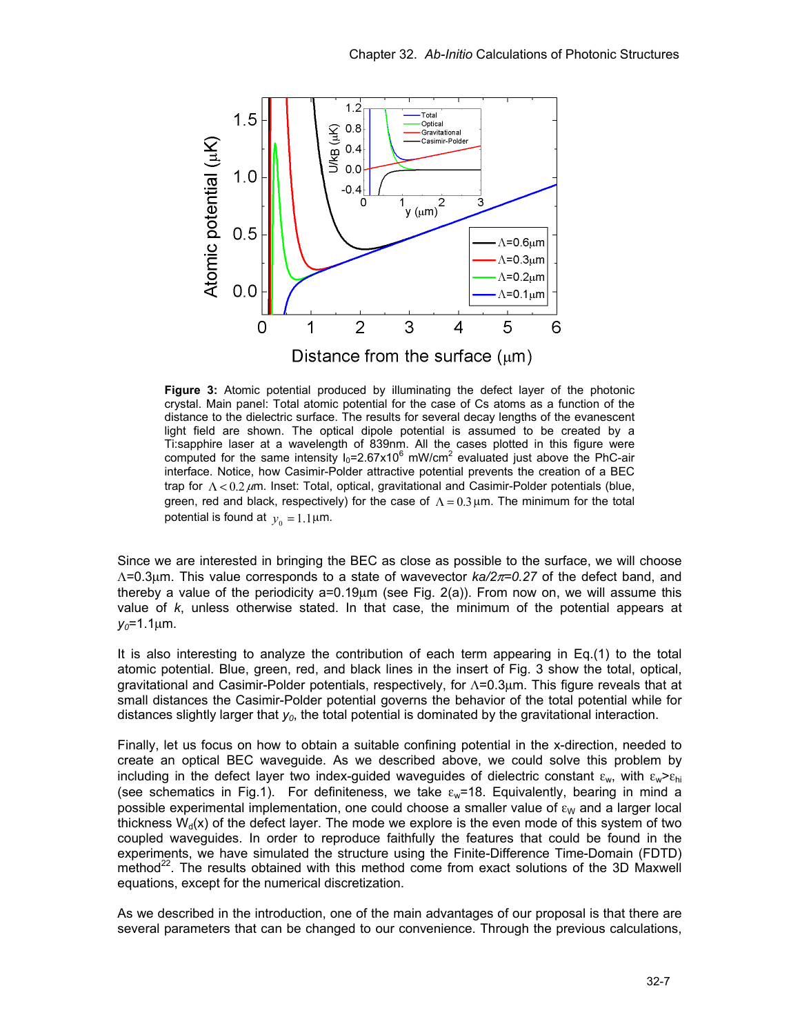**Figure 3:** Atomic potential produced by illuminating the defect layer of the photonic crystal. Main panel: Total atomic potential for the case of Cs atoms as a function of the distance to the dielectric surface. The results for several decay lengths of the evanescent light field are shown. The optical dipole potential is assumed to be created by a Ti:sapphire laser at a wavelength of 839nm. All the cases plotted in this figure were computed for the same intensity $I_0=2.67 \times 10^6$ mW/cm$^2$ evaluated just above the PhC-air interface. Notice, how Casimir-Polder attractive potential prevents the creation of a BEC trap for $\Lambda < 0.2\,\mu$m. Inset: Total, optical, gravitational and Casimir-Polder potentials (blue, green, red and black, respectively) for the case of $\Lambda = 0.3\,\mu$m. The minimum for the total potential is found at $y_0 = 1.1\,\mu$m.

Since we are interested in bringing the BEC as close as possible to the surface, we will choose $\Lambda=0.3\mu$m. This value corresponds to a state of wavevector $ka/2\pi=0.27$ of the defect band, and thereby a value of the periodicity a=0.19μm (see Fig. 2(a)). From now on, we will assume this value of $k$, unless otherwise stated. In that case, the minimum of the potential appears at $y_0$=1.1μm.

It is also interesting to analyze the contribution of each term appearing in Eq.(1) to the total atomic potential. Blue, green, red, and black lines in the insert of Fig. 3 show the total, optical, gravitational and Casimir-Polder potentials, respectively, for $\Lambda$=0.3μm. This figure reveals that at small distances the Casimir-Polder potential governs the behavior of the total potential while for distances slightly larger that $y_0$, the total potential is dominated by the gravitational interaction.

Finally, let us focus on how to obtain a suitable confining potential in the x-direction, needed to create an optical BEC waveguide. As we described above, we could solve this problem by including in the defect layer two index-guided waveguides of dielectric constant $\varepsilon_w$, with $\varepsilon_w > \varepsilon_{hi}$ (see schematics in Fig.1). For definiteness, we take $\varepsilon_w$=18. Equivalently, bearing in mind a possible experimental implementation, one could choose a smaller value of $\varepsilon_W$ and a larger local thickness $W_d(x)$ of the defect layer. The mode we explore is the even mode of this system of two coupled waveguides. In order to reproduce faithfully the features that could be found in the experiments, we have simulated the structure using the Finite-Difference Time-Domain (FDTD) method[22]. The results obtained with this method come from exact solutions of the 3D Maxwell equations, except for the numerical discretization.

As we described in the introduction, one of the main advantages of our proposal is that there are several parameters that can be changed to our convenience. Through the previous calculations,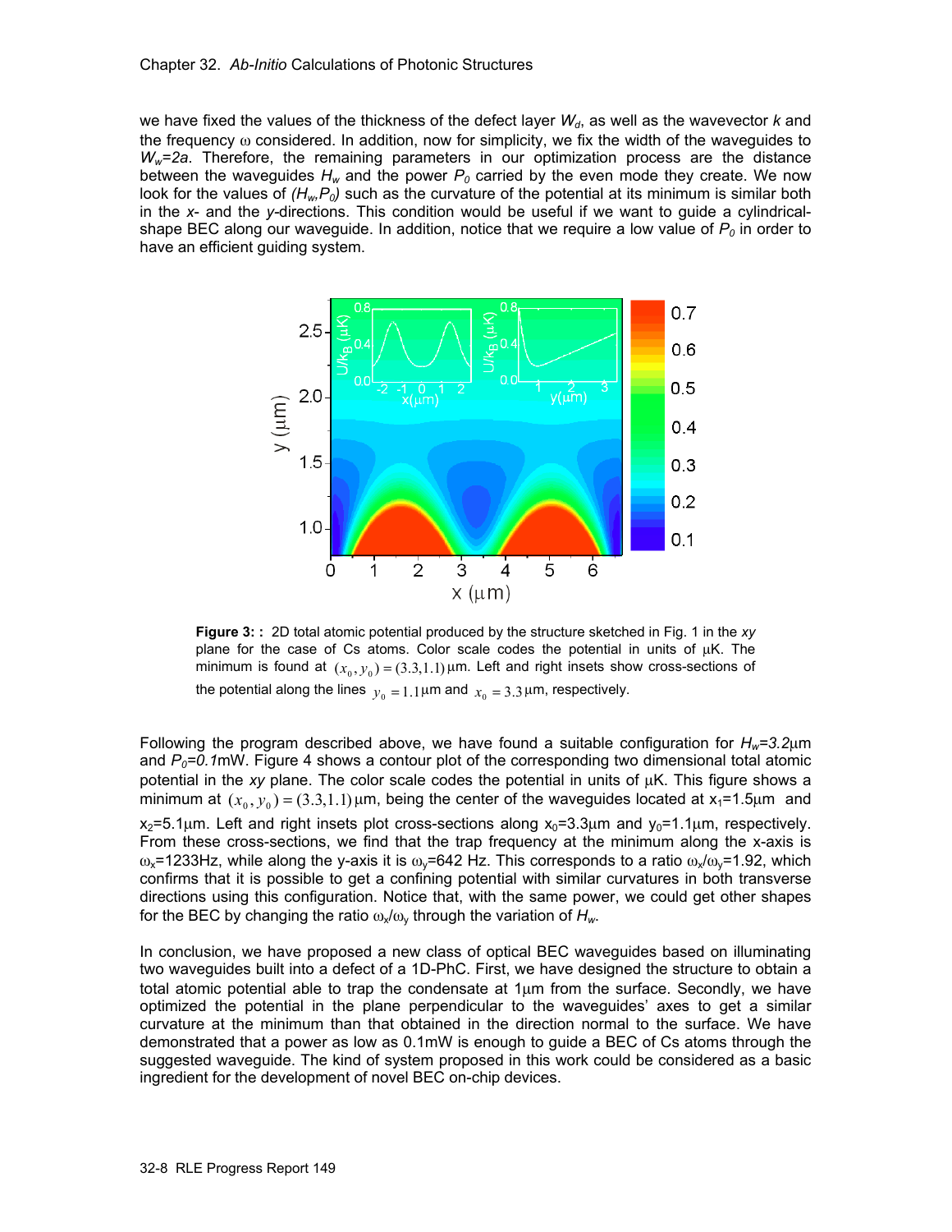we have fixed the values of the thickness of the defect layer $W_d$, as well as the wavevector $k$ and the frequency $\omega$ considered. In addition, now for simplicity, we fix the width of the waveguides to $W_w$=$2a$. Therefore, the remaining parameters in our optimization process are the distance between the waveguides $H_w$ and the power $P_0$ carried by the even mode they create. We now look for the values of $(H_w,P_0)$ such as the curvature of the potential at its minimum is similar both in the *x*- and the *y*-directions. This condition would be useful if we want to guide a cylindrical-shape BEC along our waveguide. In addition, notice that we require a low value of $P_0$ in order to have an efficient guiding system.

**Figure 3: :** 2D total atomic potential produced by the structure sketched in Fig. 1 in the *xy* plane for the case of Cs atoms. Color scale codes the potential in units of μK. The minimum is found at $(x_0, y_0) = (3.3, 1.1)$ μm. Left and right insets show cross-sections of the potential along the lines $y_0 = 1.1$ μm and $x_0 = 3.3$ μm, respectively.

Following the program described above, we have found a suitable configuration for $H_w$=*3.2*μm and $P_0$=*0.1*mW. Figure 4 shows a contour plot of the corresponding two dimensional total atomic potential in the *xy* plane. The color scale codes the potential in units of μK. This figure shows a minimum at $(x_0, y_0) = (3.3, 1.1)$ μm, being the center of the waveguides located at $x_1$=1.5μm and $x_2$=5.1μm. Left and right insets plot cross-sections along $x_0$=3.3μm and $y_0$=1.1μm, respectively. From these cross-sections, we find that the trap frequency at the minimum along the x-axis is $\omega_x$=1233Hz, while along the y-axis it is $\omega_y$=642 Hz. This corresponds to a ratio $\omega_x/\omega_y$=1.92, which confirms that it is possible to get a confining potential with similar curvatures in both transverse directions using this configuration. Notice that, with the same power, we could get other shapes for the BEC by changing the ratio $\omega_x/\omega_y$ through the variation of $H_w$.

In conclusion, we have proposed a new class of optical BEC waveguides based on illuminating two waveguides built into a defect of a 1D-PhC. First, we have designed the structure to obtain a total atomic potential able to trap the condensate at 1μm from the surface. Secondly, we have optimized the potential in the plane perpendicular to the waveguides' axes to get a similar curvature at the minimum than that obtained in the direction normal to the surface. We have demonstrated that a power as low as 0.1mW is enough to guide a BEC of Cs atoms through the suggested waveguide. The kind of system proposed in this work could be considered as a basic ingredient for the development of novel BEC on-chip devices.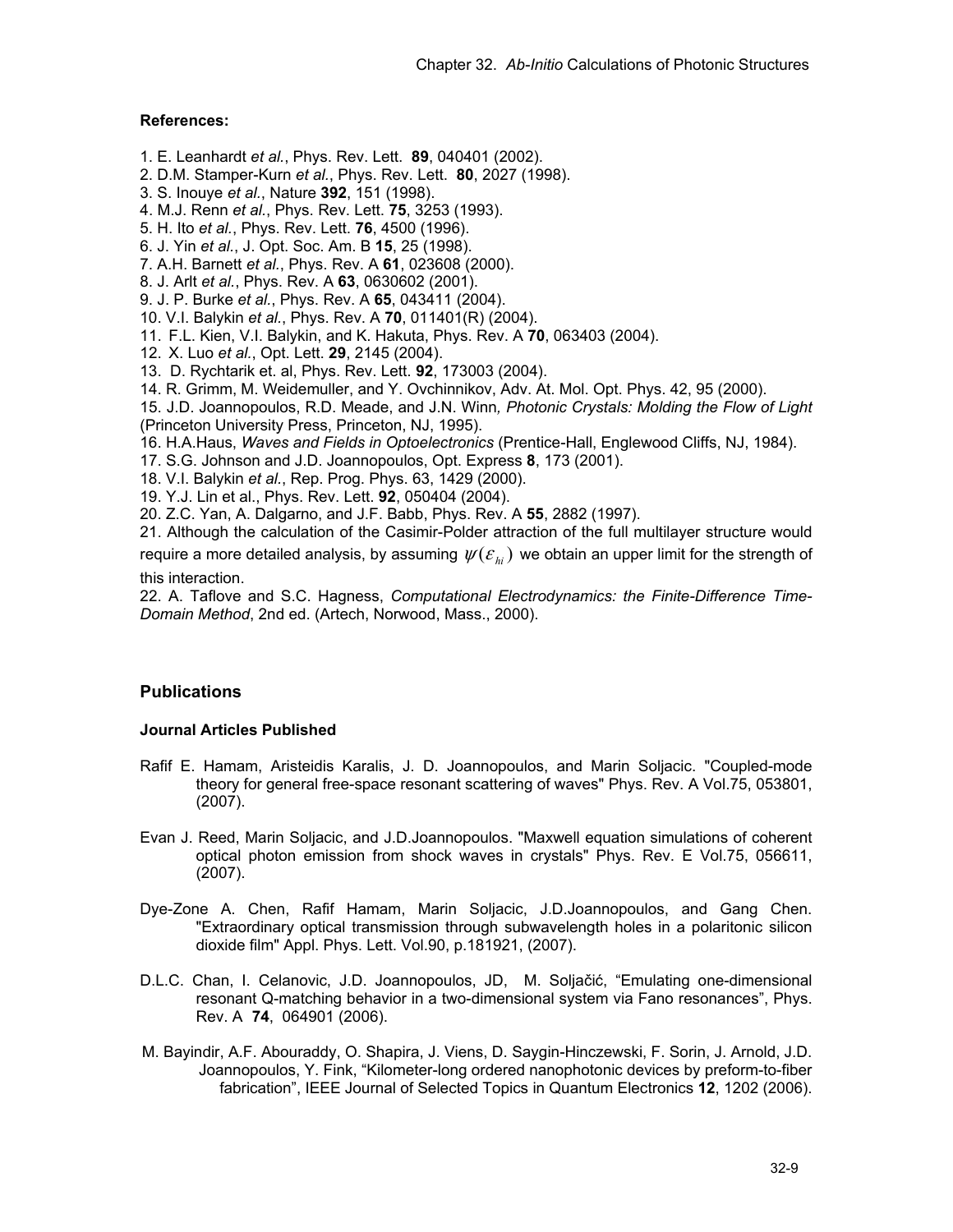**References:**

1. E. Leanhardt *et al.*, Phys. Rev. Lett. **89**, 040401 (2002).
2. D.M. Stamper-Kurn *et al.*, Phys. Rev. Lett. **80**, 2027 (1998).
3. S. Inouye *et al.*, Nature **392**, 151 (1998).
4. M.J. Renn *et al.*, Phys. Rev. Lett. **75**, 3253 (1993).
5. H. Ito *et al.*, Phys. Rev. Lett. **76**, 4500 (1996).
6. J. Yin *et al.*, J. Opt. Soc. Am. B **15**, 25 (1998).
7. A.H. Barnett *et al.*, Phys. Rev. A **61**, 023608 (2000).
8. J. Arlt *et al.*, Phys. Rev. A **63**, 0630602 (2001).
9. J. P. Burke *et al.*, Phys. Rev. A **65**, 043411 (2004).
10. V.I. Balykin *et al.*, Phys. Rev. A **70**, 011401(R) (2004).
11. F.L. Kien, V.I. Balykin, and K. Hakuta, Phys. Rev. A **70**, 063403 (2004).
12. X. Luo *et al.*, Opt. Lett. **29**, 2145 (2004).
13. D. Rychtarik et. al, Phys. Rev. Lett. **92**, 173003 (2004).
14. R. Grimm, M. Weidemuller, and Y. Ovchinnikov, Adv. At. Mol. Opt. Phys. 42, 95 (2000).
15. J.D. Joannopoulos, R.D. Meade, and J.N. Winn*, Photonic Crystals: Molding the Flow of Light* (Princeton University Press, Princeton, NJ, 1995).
16. H.A.Haus, *Waves and Fields in Optoelectronics* (Prentice-Hall, Englewood Cliffs, NJ, 1984).
17. S.G. Johnson and J.D. Joannopoulos, Opt. Express **8**, 173 (2001).
18. V.I. Balykin *et al.*, Rep. Prog. Phys. 63, 1429 (2000).
19. Y.J. Lin et al., Phys. Rev. Lett. **92**, 050404 (2004).
20. Z.C. Yan, A. Dalgarno, and J.F. Babb, Phys. Rev. A **55**, 2882 (1997).
21. Although the calculation of the Casimir-Polder attraction of the full multilayer structure would require a more detailed analysis, by assuming $\psi(\varepsilon_{hi})$ we obtain an upper limit for the strength of this interaction.
22. A. Taflove and S.C. Hagness, *Computational Electrodynamics: the Finite-Difference Time-Domain Method*, 2nd ed. (Artech, Norwood, Mass., 2000).

## Publications

### Journal Articles Published

Rafif E. Hamam, Aristeidis Karalis, J. D. Joannopoulos, and Marin Soljacic. "Coupled-mode theory for general free-space resonant scattering of waves" Phys. Rev. A Vol.75, 053801, (2007).

Evan J. Reed, Marin Soljacic, and J.D.Joannopoulos. "Maxwell equation simulations of coherent optical photon emission from shock waves in crystals" Phys. Rev. E Vol.75, 056611, (2007).

Dye-Zone A. Chen, Rafif Hamam, Marin Soljacic, J.D.Joannopoulos, and Gang Chen. "Extraordinary optical transmission through subwavelength holes in a polaritonic silicon dioxide film" Appl. Phys. Lett. Vol.90, p.181921, (2007).

D.L.C. Chan, I. Celanovic, J.D. Joannopoulos, JD, M. Soljačić, “Emulating one-dimensional resonant Q-matching behavior in a two-dimensional system via Fano resonances”, Phys. Rev. A **74**, 064901 (2006).

M. Bayindir, A.F. Abouraddy, O. Shapira, J. Viens, D. Saygin-Hinczewski, F. Sorin, J. Arnold, J.D. Joannopoulos, Y. Fink, “Kilometer-long ordered nanophotonic devices by preform-to-fiber fabrication”, IEEE Journal of Selected Topics in Quantum Electronics **12**, 1202 (2006).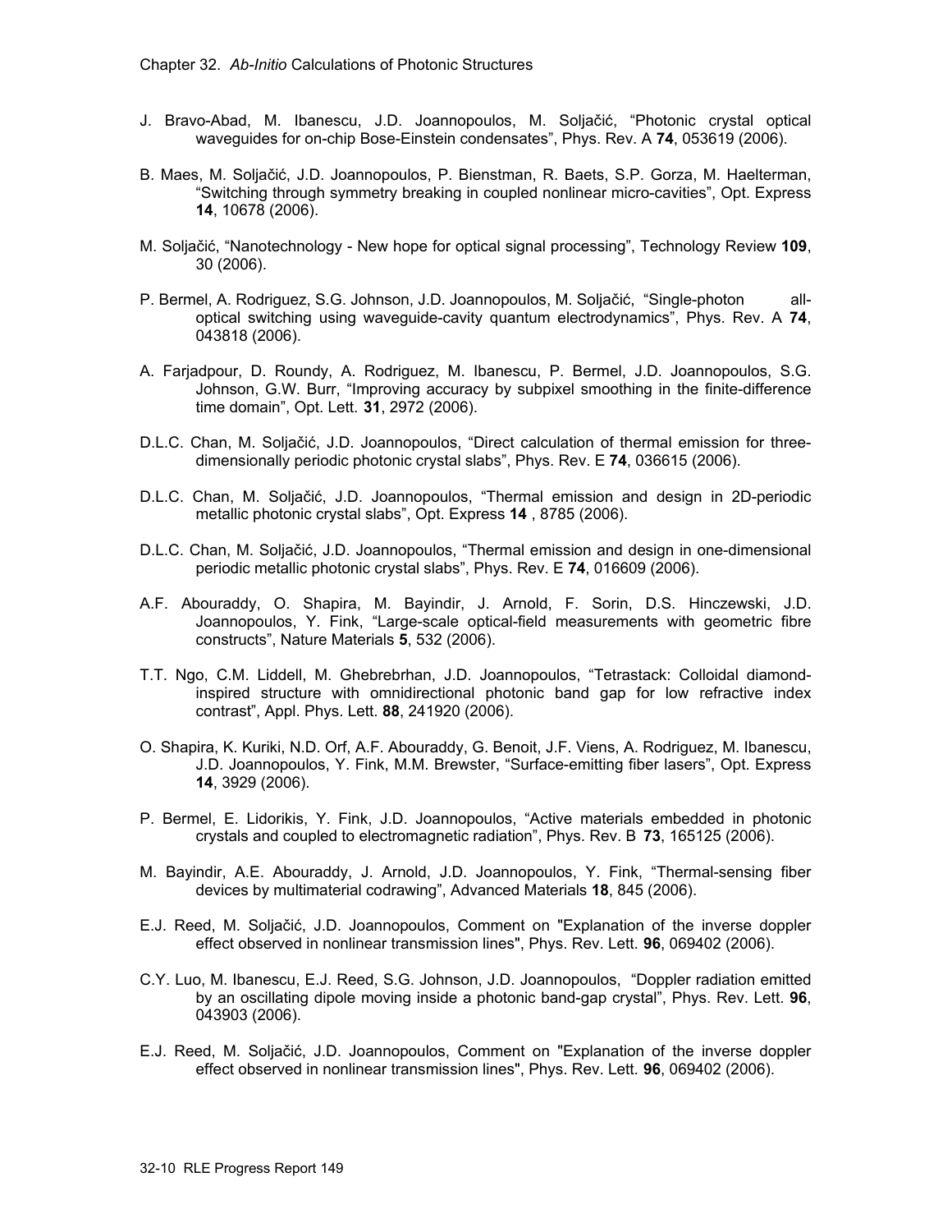J. Bravo-Abad, M. Ibanescu, J.D. Joannopoulos, M. Soljačić, "Photonic crystal optical waveguides for on-chip Bose-Einstein condensates", Phys. Rev. A **74**, 053619 (2006).

B. Maes, M. Soljačić, J.D. Joannopoulos, P. Bienstman, R. Baets, S.P. Gorza, M. Haelterman, "Switching through symmetry breaking in coupled nonlinear micro-cavities", Opt. Express **14**, 10678 (2006).

M. Soljačić, "Nanotechnology - New hope for optical signal processing", Technology Review **109**, 30 (2006).

P. Bermel, A. Rodriguez, S.G. Johnson, J.D. Joannopoulos, M. Soljačić, "Single-photon all-optical switching using waveguide-cavity quantum electrodynamics", Phys. Rev. A **74**, 043818 (2006).

A. Farjadpour, D. Roundy, A. Rodriguez, M. Ibanescu, P. Bermel, J.D. Joannopoulos, S.G. Johnson, G.W. Burr, "Improving accuracy by subpixel smoothing in the finite-difference time domain", Opt. Lett. **31**, 2972 (2006).

D.L.C. Chan, M. Soljačić, J.D. Joannopoulos, "Direct calculation of thermal emission for three-dimensionally periodic photonic crystal slabs", Phys. Rev. E **74**, 036615 (2006).

D.L.C. Chan, M. Soljačić, J.D. Joannopoulos, "Thermal emission and design in 2D-periodic metallic photonic crystal slabs", Opt. Express **14** , 8785 (2006).

D.L.C. Chan, M. Soljačić, J.D. Joannopoulos, "Thermal emission and design in one-dimensional periodic metallic photonic crystal slabs", Phys. Rev. E **74**, 016609 (2006).

A.F. Abouraddy, O. Shapira, M. Bayindir, J. Arnold, F. Sorin, D.S. Hinczewski, J.D. Joannopoulos, Y. Fink, "Large-scale optical-field measurements with geometric fibre constructs", Nature Materials **5**, 532 (2006).

T.T. Ngo, C.M. Liddell, M. Ghebrebrhan, J.D. Joannopoulos, "Tetrastack: Colloidal diamond-inspired structure with omnidirectional photonic band gap for low refractive index contrast", Appl. Phys. Lett. **88**, 241920 (2006).

O. Shapira, K. Kuriki, N.D. Orf, A.F. Abouraddy, G. Benoit, J.F. Viens, A. Rodriguez, M. Ibanescu, J.D. Joannopoulos, Y. Fink, M.M. Brewster, "Surface-emitting fiber lasers", Opt. Express **14**, 3929 (2006).

P. Bermel, E. Lidorikis, Y. Fink, J.D. Joannopoulos, "Active materials embedded in photonic crystals and coupled to electromagnetic radiation", Phys. Rev. B **73**, 165125 (2006).

M. Bayindir, A.E. Abouraddy, J. Arnold, J.D. Joannopoulos, Y. Fink, "Thermal-sensing fiber devices by multimaterial codrawing", Advanced Materials **18**, 845 (2006).

E.J. Reed, M. Soljačić, J.D. Joannopoulos, Comment on "Explanation of the inverse doppler effect observed in nonlinear transmission lines", Phys. Rev. Lett. **96**, 069402 (2006).

C.Y. Luo, M. Ibanescu, E.J. Reed, S.G. Johnson, J.D. Joannopoulos, "Doppler radiation emitted by an oscillating dipole moving inside a photonic band-gap crystal", Phys. Rev. Lett. **96**, 043903 (2006).

E.J. Reed, M. Soljačić, J.D. Joannopoulos, Comment on "Explanation of the inverse doppler effect observed in nonlinear transmission lines", Phys. Rev. Lett. **96**, 069402 (2006).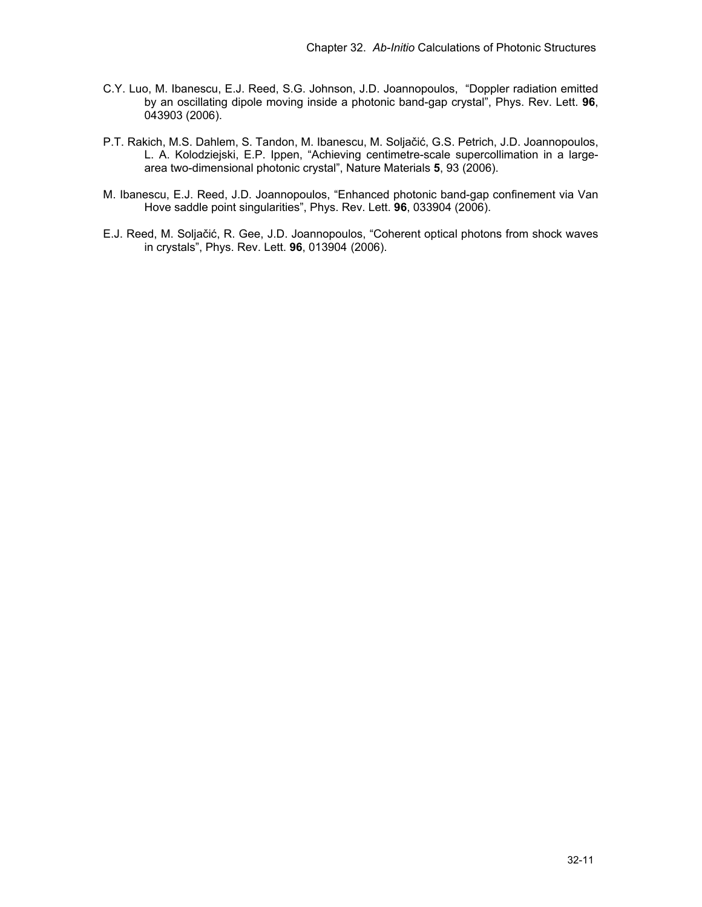C.Y. Luo, M. Ibanescu, E.J. Reed, S.G. Johnson, J.D. Joannopoulos, "Doppler radiation emitted by an oscillating dipole moving inside a photonic band-gap crystal", Phys. Rev. Lett. **96**, 043903 (2006).

P.T. Rakich, M.S. Dahlem, S. Tandon, M. Ibanescu, M. Soljačić, G.S. Petrich, J.D. Joannopoulos, L. A. Kolodziejski, E.P. Ippen, "Achieving centimetre-scale supercollimation in a large-area two-dimensional photonic crystal", Nature Materials **5**, 93 (2006).

M. Ibanescu, E.J. Reed, J.D. Joannopoulos, "Enhanced photonic band-gap confinement via Van Hove saddle point singularities", Phys. Rev. Lett. **96**, 033904 (2006).

E.J. Reed, M. Soljačić, R. Gee, J.D. Joannopoulos, "Coherent optical photons from shock waves in crystals", Phys. Rev. Lett. **96**, 013904 (2006).